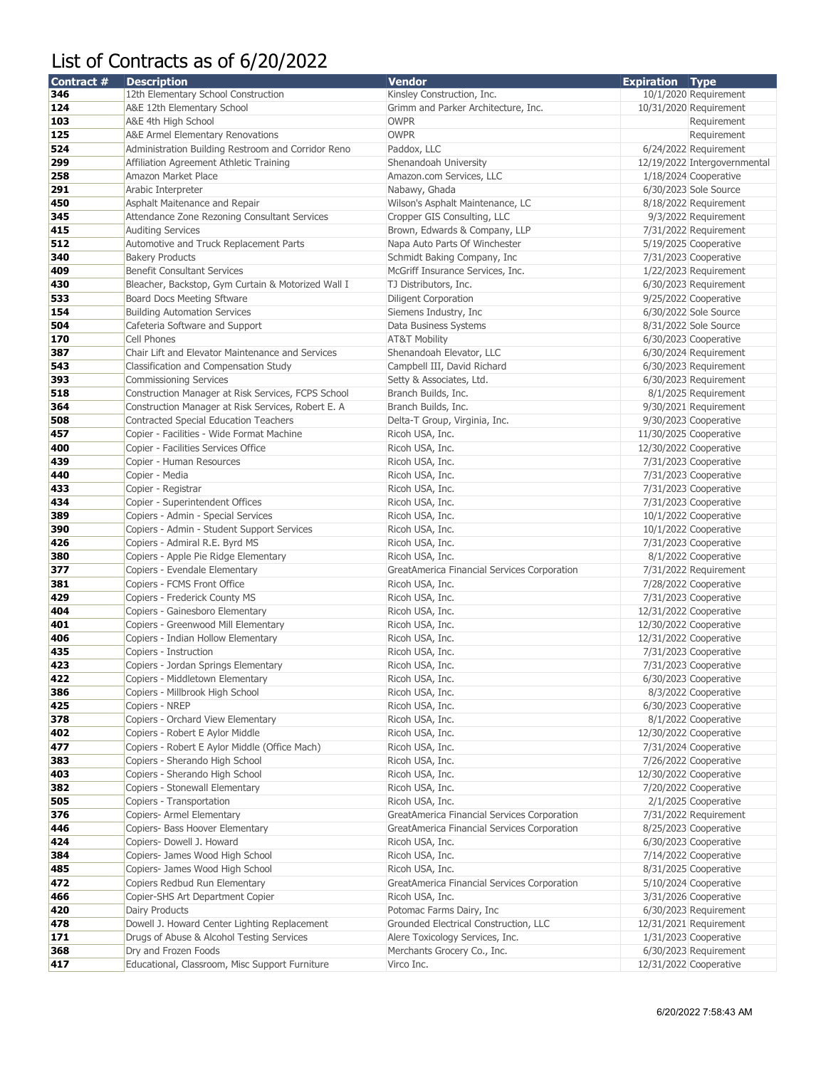# List of Contracts as of 6/20/2022

| Contract # | Description | Vendor | Expiration | Type |
|---|---|---|---|---|
| 346 | 12th Elementary School Construction | Kinsley Construction, Inc. | 10/1/2020 | Requirement |
| 124 | A&E 12th Elementary School | Grimm and Parker Architecture, Inc. | 10/31/2020 | Requirement |
| 103 | A&E 4th High School | OWPR | | Requirement |
| 125 | A&E Armel Elementary Renovations | OWPR | | Requirement |
| 524 | Administration Building Restroom and Corridor Reno | Paddox, LLC | 6/24/2022 | Requirement |
| 299 | Affiliation Agreement Athletic Training | Shenandoah University | 12/19/2022 | Intergovernmental |
| 258 | Amazon Market Place | Amazon.com Services, LLC | 1/18/2024 | Cooperative |
| 291 | Arabic Interpreter | Nabawy, Ghada | 6/30/2023 | Sole Source |
| 450 | Asphalt Maitenance and Repair | Wilson's Asphalt Maintenance, LC | 8/18/2022 | Requirement |
| 345 | Attendance Zone Rezoning Consultant Services | Cropper GIS Consulting, LLC | 9/3/2022 | Requirement |
| 415 | Auditing Services | Brown, Edwards & Company, LLP | 7/31/2022 | Requirement |
| 512 | Automotive and Truck Replacement Parts | Napa Auto Parts Of Winchester | 5/19/2025 | Cooperative |
| 340 | Bakery Products | Schmidt Baking Company, Inc | 7/31/2023 | Cooperative |
| 409 | Benefit Consultant Services | McGriff Insurance Services, Inc. | 1/22/2023 | Requirement |
| 430 | Bleacher, Backstop, Gym Curtain & Motorized Wall I | TJ Distributors, Inc. | 6/30/2023 | Requirement |
| 533 | Board Docs Meeting Sftware | Diligent Corporation | 9/25/2022 | Cooperative |
| 154 | Building Automation Services | Siemens Industry, Inc | 6/30/2022 | Sole Source |
| 504 | Cafeteria Software and Support | Data Business Systems | 8/31/2022 | Sole Source |
| 170 | Cell Phones | AT&T Mobility | 6/30/2023 | Cooperative |
| 387 | Chair Lift and Elevator Maintenance and Services | Shenandoah Elevator, LLC | 6/30/2024 | Requirement |
| 543 | Classification and Compensation Study | Campbell III, David Richard | 6/30/2023 | Requirement |
| 393 | Commissioning Services | Setty & Associates, Ltd. | 6/30/2023 | Requirement |
| 518 | Construction Manager at Risk Services, FCPS School | Branch Builds, Inc. | 8/1/2025 | Requirement |
| 364 | Construction Manager at Risk Services, Robert E. A | Branch Builds, Inc. | 9/30/2021 | Requirement |
| 508 | Contracted Special Education Teachers | Delta-T Group, Virginia, Inc. | 9/30/2023 | Cooperative |
| 457 | Copier - Facilities - Wide Format Machine | Ricoh USA, Inc. | 11/30/2025 | Cooperative |
| 400 | Copier - Facilities Services Office | Ricoh USA, Inc. | 12/30/2022 | Cooperative |
| 439 | Copier - Human Resources | Ricoh USA, Inc. | 7/31/2023 | Cooperative |
| 440 | Copier - Media | Ricoh USA, Inc. | 7/31/2023 | Cooperative |
| 433 | Copier - Registrar | Ricoh USA, Inc. | 7/31/2023 | Cooperative |
| 434 | Copier - Superintendent Offices | Ricoh USA, Inc. | 7/31/2023 | Cooperative |
| 389 | Copiers - Admin - Special Services | Ricoh USA, Inc. | 10/1/2022 | Cooperative |
| 390 | Copiers - Admin - Student Support Services | Ricoh USA, Inc. | 10/1/2022 | Cooperative |
| 426 | Copiers - Admiral R.E. Byrd MS | Ricoh USA, Inc. | 7/31/2023 | Cooperative |
| 380 | Copiers - Apple Pie Ridge Elementary | Ricoh USA, Inc. | 8/1/2022 | Cooperative |
| 377 | Copiers - Evendale Elementary | GreatAmerica Financial Services Corporation | 7/31/2022 | Requirement |
| 381 | Copiers - FCMS Front Office | Ricoh USA, Inc. | 7/28/2022 | Cooperative |
| 429 | Copiers - Frederick County MS | Ricoh USA, Inc. | 7/31/2023 | Cooperative |
| 404 | Copiers - Gainesboro Elementary | Ricoh USA, Inc. | 12/31/2022 | Cooperative |
| 401 | Copiers - Greenwood Mill Elementary | Ricoh USA, Inc. | 12/30/2022 | Cooperative |
| 406 | Copiers - Indian Hollow Elementary | Ricoh USA, Inc. | 12/31/2022 | Cooperative |
| 435 | Copiers - Instruction | Ricoh USA, Inc. | 7/31/2023 | Cooperative |
| 423 | Copiers - Jordan Springs Elementary | Ricoh USA, Inc. | 7/31/2023 | Cooperative |
| 422 | Copiers - Middletown Elementary | Ricoh USA, Inc. | 6/30/2023 | Cooperative |
| 386 | Copiers - Millbrook High School | Ricoh USA, Inc. | 8/3/2022 | Cooperative |
| 425 | Copiers - NREP | Ricoh USA, Inc. | 6/30/2023 | Cooperative |
| 378 | Copiers - Orchard View Elementary | Ricoh USA, Inc. | 8/1/2022 | Cooperative |
| 402 | Copiers - Robert E Aylor Middle | Ricoh USA, Inc. | 12/30/2022 | Cooperative |
| 477 | Copiers - Robert E Aylor Middle (Office Mach) | Ricoh USA, Inc. | 7/31/2024 | Cooperative |
| 383 | Copiers - Sherando High School | Ricoh USA, Inc. | 7/26/2022 | Cooperative |
| 403 | Copiers - Sherando High School | Ricoh USA, Inc. | 12/30/2022 | Cooperative |
| 382 | Copiers - Stonewall Elementary | Ricoh USA, Inc. | 7/20/2022 | Cooperative |
| 505 | Copiers - Transportation | Ricoh USA, Inc. | 2/1/2025 | Cooperative |
| 376 | Copiers- Armel Elementary | GreatAmerica Financial Services Corporation | 7/31/2022 | Requirement |
| 446 | Copiers- Bass Hoover Elementary | GreatAmerica Financial Services Corporation | 8/25/2023 | Cooperative |
| 424 | Copiers- Dowell J. Howard | Ricoh USA, Inc. | 6/30/2023 | Cooperative |
| 384 | Copiers- James Wood High School | Ricoh USA, Inc. | 7/14/2022 | Cooperative |
| 485 | Copiers- James Wood High School | Ricoh USA, Inc. | 8/31/2025 | Cooperative |
| 472 | Copiers Redbud Run Elementary | GreatAmerica Financial Services Corporation | 5/10/2024 | Cooperative |
| 466 | Copier-SHS Art Department Copier | Ricoh USA, Inc. | 3/31/2026 | Cooperative |
| 420 | Dairy Products | Potomac Farms Dairy, Inc | 6/30/2023 | Requirement |
| 478 | Dowell J. Howard Center Lighting Replacement | Grounded Electrical Construction, LLC | 12/31/2021 | Requirement |
| 171 | Drugs of Abuse & Alcohol Testing Services | Alere Toxicology Services, Inc. | 1/31/2023 | Cooperative |
| 368 | Dry and Frozen Foods | Merchants Grocery Co., Inc. | 6/30/2023 | Requirement |
| 417 | Educational, Classroom, Misc Support Furniture | Virco Inc. | 12/31/2022 | Cooperative |

6/20/2022 7:58:43 AM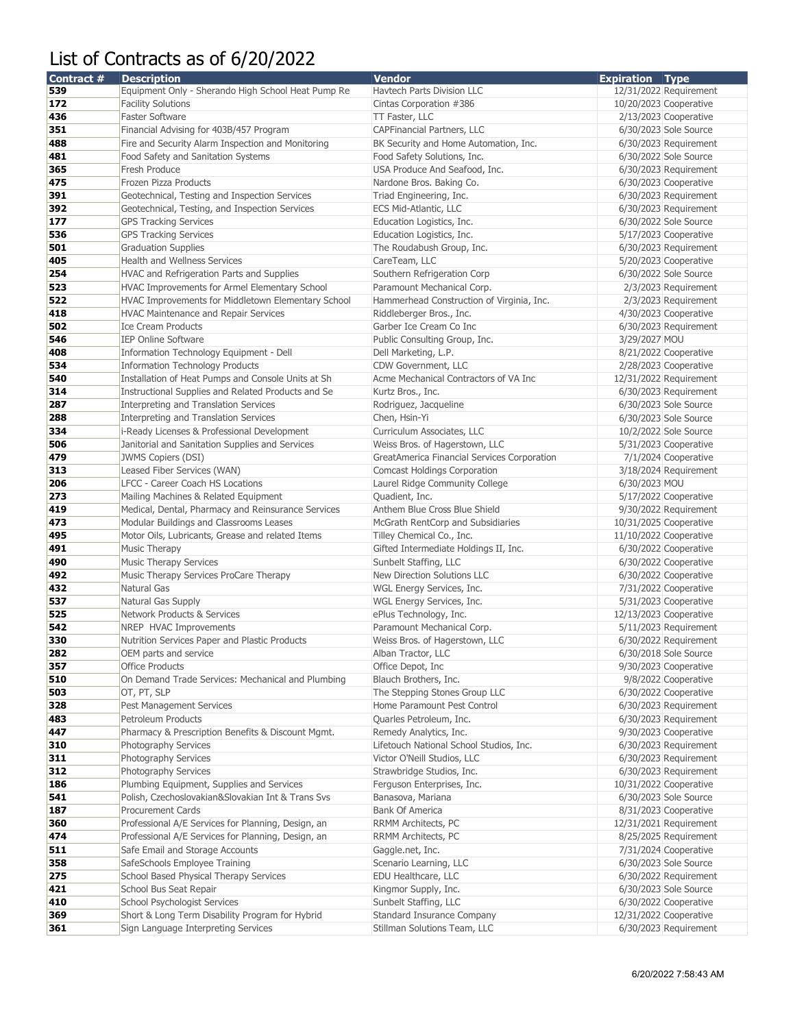# List of Contracts as of 6/20/2022

| Contract # | Description | Vendor | Expiration | Type |
|---|---|---|---|---|
| 539 | Equipment Only - Sherando High School Heat Pump Re | Havtech Parts Division LLC | 12/31/2022 | Requirement |
| 172 | Facility Solutions | Cintas Corporation #386 | 10/20/2023 | Cooperative |
| 436 | Faster Software | TT Faster, LLC | 2/13/2023 | Cooperative |
| 351 | Financial Advising for 403B/457 Program | CAPFinancial Partners, LLC | 6/30/2023 | Sole Source |
| 488 | Fire and Security Alarm Inspection and Monitoring | BK Security and Home Automation, Inc. | 6/30/2023 | Requirement |
| 481 | Food Safety and Sanitation Systems | Food Safety Solutions, Inc. | 6/30/2022 | Sole Source |
| 365 | Fresh Produce | USA Produce And Seafood, Inc. | 6/30/2023 | Requirement |
| 475 | Frozen Pizza Products | Nardone Bros. Baking Co. | 6/30/2023 | Cooperative |
| 391 | Geotechnical, Testing and Inspection Services | Triad Engineering, Inc. | 6/30/2023 | Requirement |
| 392 | Geotechnical, Testing, and Inspection Services | ECS Mid-Atlantic, LLC | 6/30/2023 | Requirement |
| 177 | GPS Tracking Services | Education Logistics, Inc. | 6/30/2022 | Sole Source |
| 536 | GPS Tracking Services | Education Logistics, Inc. | 5/17/2023 | Cooperative |
| 501 | Graduation Supplies | The Roudabush Group, Inc. | 6/30/2023 | Requirement |
| 405 | Health and Wellness Services | CareTeam, LLC | 5/20/2023 | Cooperative |
| 254 | HVAC and Refrigeration Parts and Supplies | Southern Refrigeration Corp | 6/30/2022 | Sole Source |
| 523 | HVAC Improvements for Armel Elementary School | Paramount Mechanical Corp. | 2/3/2023 | Requirement |
| 522 | HVAC Improvements for Middletown Elementary School | Hammerhead Construction of Virginia, Inc. | 2/3/2023 | Requirement |
| 418 | HVAC Maintenance and Repair Services | Riddleberger Bros., Inc. | 4/30/2023 | Cooperative |
| 502 | Ice Cream Products | Garber Ice Cream Co Inc | 6/30/2023 | Requirement |
| 546 | IEP Online Software | Public Consulting Group, Inc. | 3/29/2027 | MOU |
| 408 | Information Technology Equipment - Dell | Dell Marketing, L.P. | 8/21/2022 | Cooperative |
| 534 | Information Technology Products | CDW Government, LLC | 2/28/2023 | Cooperative |
| 540 | Installation of Heat Pumps and Console Units at Sh | Acme Mechanical Contractors of VA Inc | 12/31/2022 | Requirement |
| 314 | Instructional Supplies and Related Products and Se | Kurtz Bros., Inc. | 6/30/2023 | Requirement |
| 287 | Interpreting and Translation Services | Rodriguez, Jacqueline | 6/30/2023 | Sole Source |
| 288 | Interpreting and Translation Services | Chen, Hsin-Yi | 6/30/2023 | Sole Source |
| 334 | i-Ready Licenses & Professional Development | Curriculum Associates, LLC | 10/2/2022 | Sole Source |
| 506 | Janitorial and Sanitation Supplies and Services | Weiss Bros. of Hagerstown, LLC | 5/31/2023 | Cooperative |
| 479 | JWMS Copiers (DSI) | GreatAmerica Financial Services Corporation | 7/1/2024 | Cooperative |
| 313 | Leased Fiber Services (WAN) | Comcast Holdings Corporation | 3/18/2024 | Requirement |
| 206 | LFCC - Career Coach HS Locations | Laurel Ridge Community College | 6/30/2023 | MOU |
| 273 | Mailing Machines & Related Equipment | Quadient, Inc. | 5/17/2022 | Cooperative |
| 419 | Medical, Dental, Pharmacy and Reinsurance Services | Anthem Blue Cross Blue Shield | 9/30/2022 | Requirement |
| 473 | Modular Buildings and Classrooms Leases | McGrath RentCorp and Subsidiaries | 10/31/2025 | Cooperative |
| 495 | Motor Oils, Lubricants, Grease and related Items | Tilley Chemical Co., Inc. | 11/10/2022 | Cooperative |
| 491 | Music Therapy | Gifted Intermediate Holdings II, Inc. | 6/30/2022 | Cooperative |
| 490 | Music Therapy Services | Sunbelt Staffing, LLC | 6/30/2022 | Cooperative |
| 492 | Music Therapy Services ProCare Therapy | New Direction Solutions LLC | 6/30/2022 | Cooperative |
| 432 | Natural Gas | WGL Energy Services, Inc. | 7/31/2022 | Cooperative |
| 537 | Natural Gas Supply | WGL Energy Services, Inc. | 5/31/2023 | Cooperative |
| 525 | Network Products & Services | ePlus Technology, Inc. | 12/13/2023 | Cooperative |
| 542 | NREP HVAC Improvements | Paramount Mechanical Corp. | 5/11/2023 | Requirement |
| 330 | Nutrition Services Paper and Plastic Products | Weiss Bros. of Hagerstown, LLC | 6/30/2022 | Requirement |
| 282 | OEM parts and service | Alban Tractor, LLC | 6/30/2018 | Sole Source |
| 357 | Office Products | Office Depot, Inc | 9/30/2023 | Cooperative |
| 510 | On Demand Trade Services: Mechanical and Plumbing | Blauch Brothers, Inc. | 9/8/2022 | Cooperative |
| 503 | OT, PT, SLP | The Stepping Stones Group LLC | 6/30/2022 | Cooperative |
| 328 | Pest Management Services | Home Paramount Pest Control | 6/30/2023 | Requirement |
| 483 | Petroleum Products | Quarles Petroleum, Inc. | 6/30/2023 | Requirement |
| 447 | Pharmacy & Prescription Benefits & Discount Mgmt. | Remedy Analytics, Inc. | 9/30/2023 | Cooperative |
| 310 | Photography Services | Lifetouch National School Studios, Inc. | 6/30/2023 | Requirement |
| 311 | Photography Services | Victor O'Neill Studios, LLC | 6/30/2023 | Requirement |
| 312 | Photography Services | Strawbridge Studios, Inc. | 6/30/2023 | Requirement |
| 186 | Plumbing Equipment, Supplies and Services | Ferguson Enterprises, Inc. | 10/31/2022 | Cooperative |
| 541 | Polish, Czechoslovakian&Slovakian Int & Trans Svs | Banasova, Mariana | 6/30/2023 | Sole Source |
| 187 | Procurement Cards | Bank Of America | 8/31/2023 | Cooperative |
| 360 | Professional A/E Services for Planning, Design, an | RRMM Architects, PC | 12/31/2021 | Requirement |
| 474 | Professional A/E Services for Planning, Design, an | RRMM Architects, PC | 8/25/2025 | Requirement |
| 511 | Safe Email and Storage Accounts | Gaggle.net, Inc. | 7/31/2024 | Cooperative |
| 358 | SafeSchools Employee Training | Scenario Learning, LLC | 6/30/2023 | Sole Source |
| 275 | School Based Physical Therapy Services | EDU Healthcare, LLC | 6/30/2022 | Requirement |
| 421 | School Bus Seat Repair | Kingmor Supply, Inc. | 6/30/2023 | Sole Source |
| 410 | School Psychologist Services | Sunbelt Staffing, LLC | 6/30/2022 | Cooperative |
| 369 | Short & Long Term Disability Program for Hybrid | Standard Insurance Company | 12/31/2022 | Cooperative |
| 361 | Sign Language Interpreting Services | Stillman Solutions Team, LLC | 6/30/2023 | Requirement |

6/20/2022 7:58:43 AM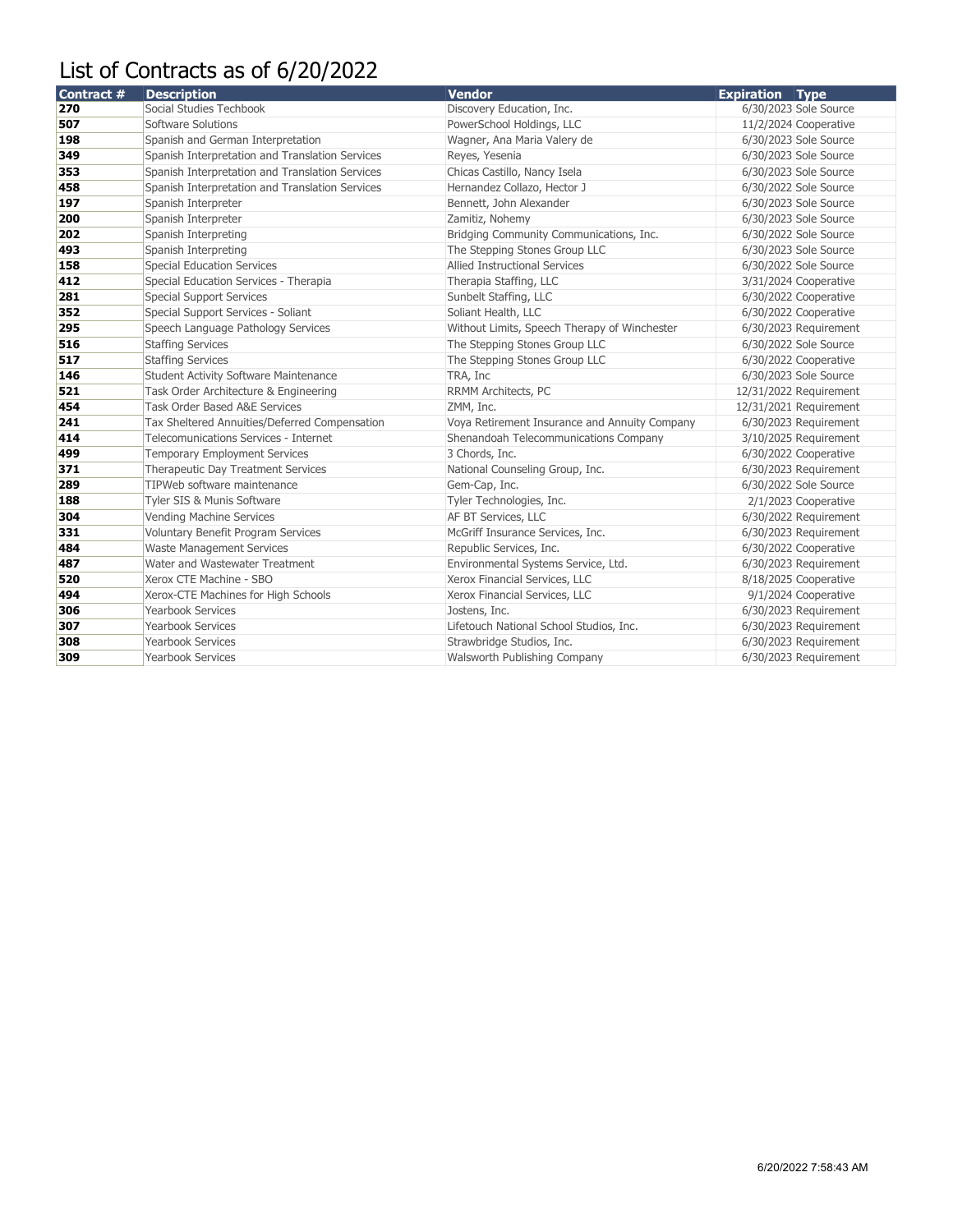# List of Contracts as of 6/20/2022

| Contract # | Description | Vendor | Expiration | Type |
|---|---|---|---|---|
| 270 | Social Studies Techbook | Discovery Education, Inc. | 6/30/2023 | Sole Source |
| 507 | Software Solutions | PowerSchool Holdings, LLC | 11/2/2024 | Cooperative |
| 198 | Spanish and German Interpretation | Wagner, Ana Maria Valery de | 6/30/2023 | Sole Source |
| 349 | Spanish Interpretation and Translation Services | Reyes, Yesenia | 6/30/2023 | Sole Source |
| 353 | Spanish Interpretation and Translation Services | Chicas Castillo, Nancy Isela | 6/30/2023 | Sole Source |
| 458 | Spanish Interpretation and Translation Services | Hernandez Collazo, Hector J | 6/30/2022 | Sole Source |
| 197 | Spanish Interpreter | Bennett, John Alexander | 6/30/2023 | Sole Source |
| 200 | Spanish Interpreter | Zamitiz, Nohemy | 6/30/2023 | Sole Source |
| 202 | Spanish Interpreting | Bridging Community Communications, Inc. | 6/30/2022 | Sole Source |
| 493 | Spanish Interpreting | The Stepping Stones Group LLC | 6/30/2023 | Sole Source |
| 158 | Special Education Services | Allied Instructional Services | 6/30/2022 | Sole Source |
| 412 | Special Education Services - Therapia | Therapia Staffing, LLC | 3/31/2024 | Cooperative |
| 281 | Special Support Services | Sunbelt Staffing, LLC | 6/30/2022 | Cooperative |
| 352 | Special Support Services - Soliant | Soliant Health, LLC | 6/30/2022 | Cooperative |
| 295 | Speech Language Pathology Services | Without Limits, Speech Therapy of Winchester | 6/30/2023 | Requirement |
| 516 | Staffing Services | The Stepping Stones Group LLC | 6/30/2022 | Sole Source |
| 517 | Staffing Services | The Stepping Stones Group LLC | 6/30/2022 | Cooperative |
| 146 | Student Activity Software Maintenance | TRA, Inc | 6/30/2023 | Sole Source |
| 521 | Task Order Architecture & Engineering | RRMM Architects, PC | 12/31/2022 | Requirement |
| 454 | Task Order Based A&E Services | ZMM, Inc. | 12/31/2021 | Requirement |
| 241 | Tax Sheltered Annuities/Deferred Compensation | Voya Retirement Insurance and Annuity Company | 6/30/2023 | Requirement |
| 414 | Telecomunications Services - Internet | Shenandoah Telecommunications Company | 3/10/2025 | Requirement |
| 499 | Temporary Employment Services | 3 Chords, Inc. | 6/30/2022 | Cooperative |
| 371 | Therapeutic Day Treatment Services | National Counseling Group, Inc. | 6/30/2023 | Requirement |
| 289 | TIPWeb software maintenance | Gem-Cap, Inc. | 6/30/2022 | Sole Source |
| 188 | Tyler SIS & Munis Software | Tyler Technologies, Inc. | 2/1/2023 | Cooperative |
| 304 | Vending Machine Services | AF BT Services, LLC | 6/30/2022 | Requirement |
| 331 | Voluntary Benefit Program Services | McGriff Insurance Services, Inc. | 6/30/2023 | Requirement |
| 484 | Waste Management Services | Republic Services, Inc. | 6/30/2022 | Cooperative |
| 487 | Water and Wastewater Treatment | Environmental Systems Service, Ltd. | 6/30/2023 | Requirement |
| 520 | Xerox CTE Machine - SBO | Xerox Financial Services, LLC | 8/18/2025 | Cooperative |
| 494 | Xerox-CTE Machines for High Schools | Xerox Financial Services, LLC | 9/1/2024 | Cooperative |
| 306 | Yearbook Services | Jostens, Inc. | 6/30/2023 | Requirement |
| 307 | Yearbook Services | Lifetouch National School Studios, Inc. | 6/30/2023 | Requirement |
| 308 | Yearbook Services | Strawbridge Studios, Inc. | 6/30/2023 | Requirement |
| 309 | Yearbook Services | Walsworth Publishing Company | 6/30/2023 | Requirement |